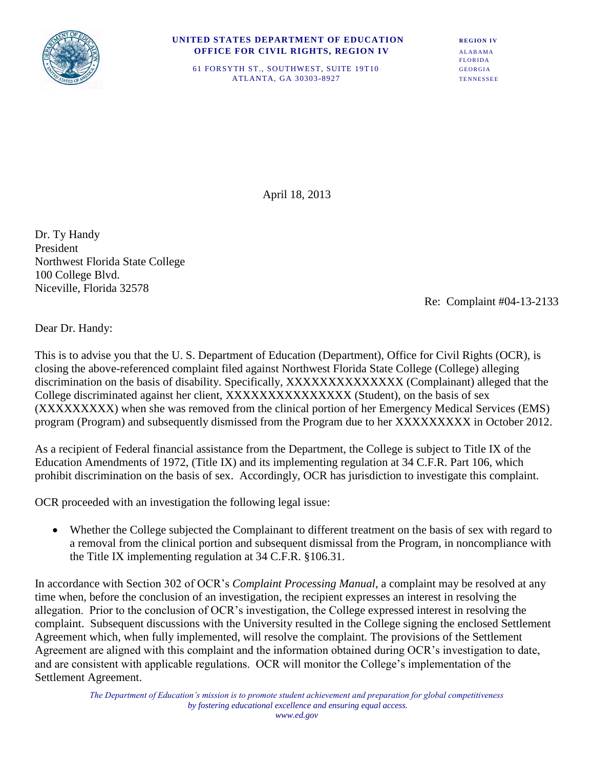**UNITED STATES DEPARTMENT OF EDUCATION**
**OFFICE FOR CIVIL RIGHTS, REGION IV**

61 FORSYTH ST., SOUTHWEST, SUITE 19T10
ATLANTA, GA 30303-8927

**REGION IV**
ALABAMA
FLORIDA
GEORGIA
TENNESSEE

April 18, 2013

Dr. Ty Handy
President
Northwest Florida State College
100 College Blvd.
Niceville, Florida 32578

Re: Complaint #04-13-2133

Dear Dr. Handy:

This is to advise you that the U. S. Department of Education (Department), Office for Civil Rights (OCR), is closing the above-referenced complaint filed against Northwest Florida State College (College) alleging discrimination on the basis of disability. Specifically, XXXXXXXXXXXXXX (Complainant) alleged that the College discriminated against her client, XXXXXXXXXXXXXXX (Student), on the basis of sex (XXXXXXXXX) when she was removed from the clinical portion of her Emergency Medical Services (EMS) program (Program) and subsequently dismissed from the Program due to her XXXXXXXXX in October 2012.

As a recipient of Federal financial assistance from the Department, the College is subject to Title IX of the Education Amendments of 1972, (Title IX) and its implementing regulation at 34 C.F.R. Part 106, which prohibit discrimination on the basis of sex. Accordingly, OCR has jurisdiction to investigate this complaint.

OCR proceeded with an investigation the following legal issue:

- Whether the College subjected the Complainant to different treatment on the basis of sex with regard to a removal from the clinical portion and subsequent dismissal from the Program, in noncompliance with the Title IX implementing regulation at 34 C.F.R. §106.31.

In accordance with Section 302 of OCR's *Complaint Processing Manual*, a complaint may be resolved at any time when, before the conclusion of an investigation, the recipient expresses an interest in resolving the allegation. Prior to the conclusion of OCR's investigation, the College expressed interest in resolving the complaint. Subsequent discussions with the University resulted in the College signing the enclosed Settlement Agreement which, when fully implemented, will resolve the complaint. The provisions of the Settlement Agreement are aligned with this complaint and the information obtained during OCR's investigation to date, and are consistent with applicable regulations. OCR will monitor the College's implementation of the Settlement Agreement.

*The Department of Education's mission is to promote student achievement and preparation for global competitiveness by fostering educational excellence and ensuring equal access.*
*www.ed.gov*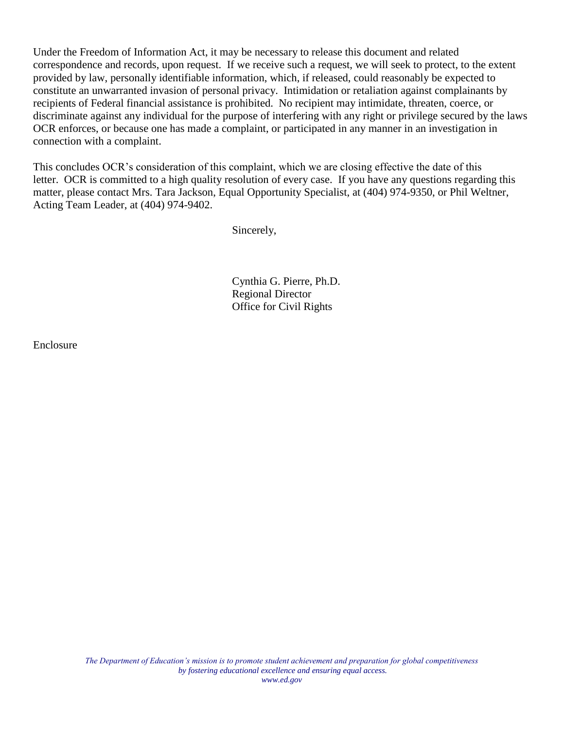Under the Freedom of Information Act, it may be necessary to release this document and related correspondence and records, upon request. If we receive such a request, we will seek to protect, to the extent provided by law, personally identifiable information, which, if released, could reasonably be expected to constitute an unwarranted invasion of personal privacy. Intimidation or retaliation against complainants by recipients of Federal financial assistance is prohibited. No recipient may intimidate, threaten, coerce, or discriminate against any individual for the purpose of interfering with any right or privilege secured by the laws OCR enforces, or because one has made a complaint, or participated in any manner in an investigation in connection with a complaint.

This concludes OCR's consideration of this complaint, which we are closing effective the date of this letter. OCR is committed to a high quality resolution of every case. If you have any questions regarding this matter, please contact Mrs. Tara Jackson, Equal Opportunity Specialist, at (404) 974-9350, or Phil Weltner, Acting Team Leader, at (404) 974-9402.

Sincerely,

Cynthia G. Pierre, Ph.D.
Regional Director
Office for Civil Rights

Enclosure